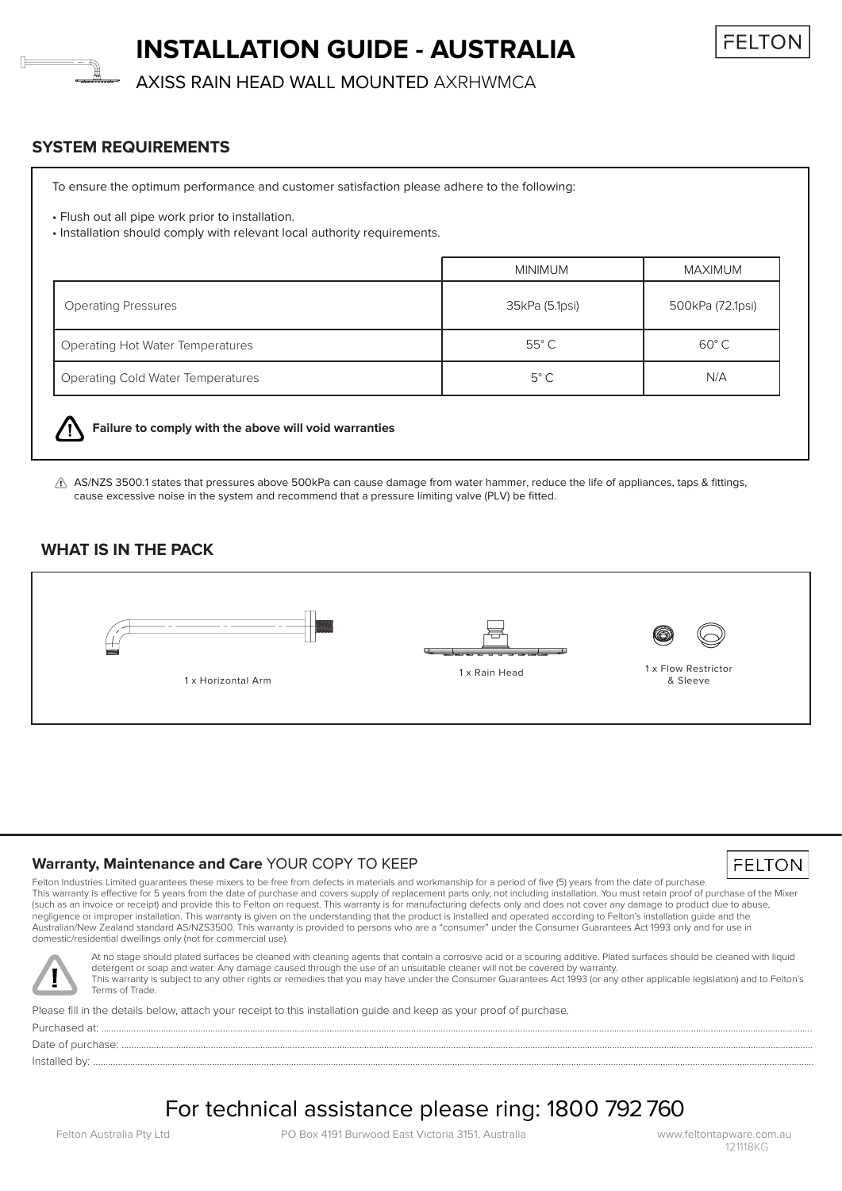# INSTALLATION GUIDE - AUSTRALIA

FELTON

AXISS RAIN HEAD WALL MOUNTED AXRHWMCA

## SYSTEM REQUIREMENTS

To ensure the optimum performance and customer satisfaction please adhere to the following:

- Flush out all pipe work prior to installation.
- Installation should comply with relevant local authority requirements.

| | MINIMUM | MAXIMUM |
|---|---|---|
| Operating Pressures | 35kPa (5.1psi) | 500kPa (72.1psi) |
| Operating Hot Water Temperatures | 55° C | 60° C |
| Operating Cold Water Temperatures | 5° C | N/A |

**Failure to comply with the above will void warranties**

AS/NZS 3500.1 states that pressures above 500kPa can cause damage from water hammer, reduce the life of appliances, taps & fittings, cause excessive noise in the system and recommend that a pressure limiting valve (PLV) be fitted.

## WHAT IS IN THE PACK

1 x Horizontal Arm

1 x Rain Head

1 x Flow Restrictor & Sleeve

## Warranty, Maintenance and Care YOUR COPY TO KEEP

FELTON

Felton Industries Limited guarantees these mixers to be free from defects in materials and workmanship for a period of five (5) years from the date of purchase. This warranty is effective for 5 years from the date of purchase and covers supply of replacement parts only, not including installation. You must retain proof of purchase of the Mixer (such as an invoice or receipt) and provide this to Felton on request. This warranty is for manufacturing defects only and does not cover any damage to product due to abuse, negligence or improper installation. This warranty is given on the understanding that the product is installed and operated according to Felton's installation guide and the Australian/New Zealand standard AS/NZS3500. This warranty is provided to persons who are a "consumer" under the Consumer Guarantees Act 1993 only and for use in domestic/residential dwellings only (not for commercial use).

At no stage should plated surfaces be cleaned with cleaning agents that contain a corrosive acid or a scouring additive. Plated surfaces should be cleaned with liquid detergent or soap and water. Any damage caused through the use of an unsuitable cleaner will not be covered by warranty.
This warranty is subject to any other rights or remedies that you may have under the Consumer Guarantees Act 1993 (or any other applicable legislation) and to Felton's Terms of Trade.

Please fill in the details below, attach your receipt to this installation guide and keep as your proof of purchase.

Purchased at: ..........

Date of purchase: ..........

Installed by: ..........

For technical assistance please ring: 1800 792 760

Felton Australia Pty Ltd PO Box 4191 Burwood East Victoria 3151, Australia www.feltontapware.com.au

121118KG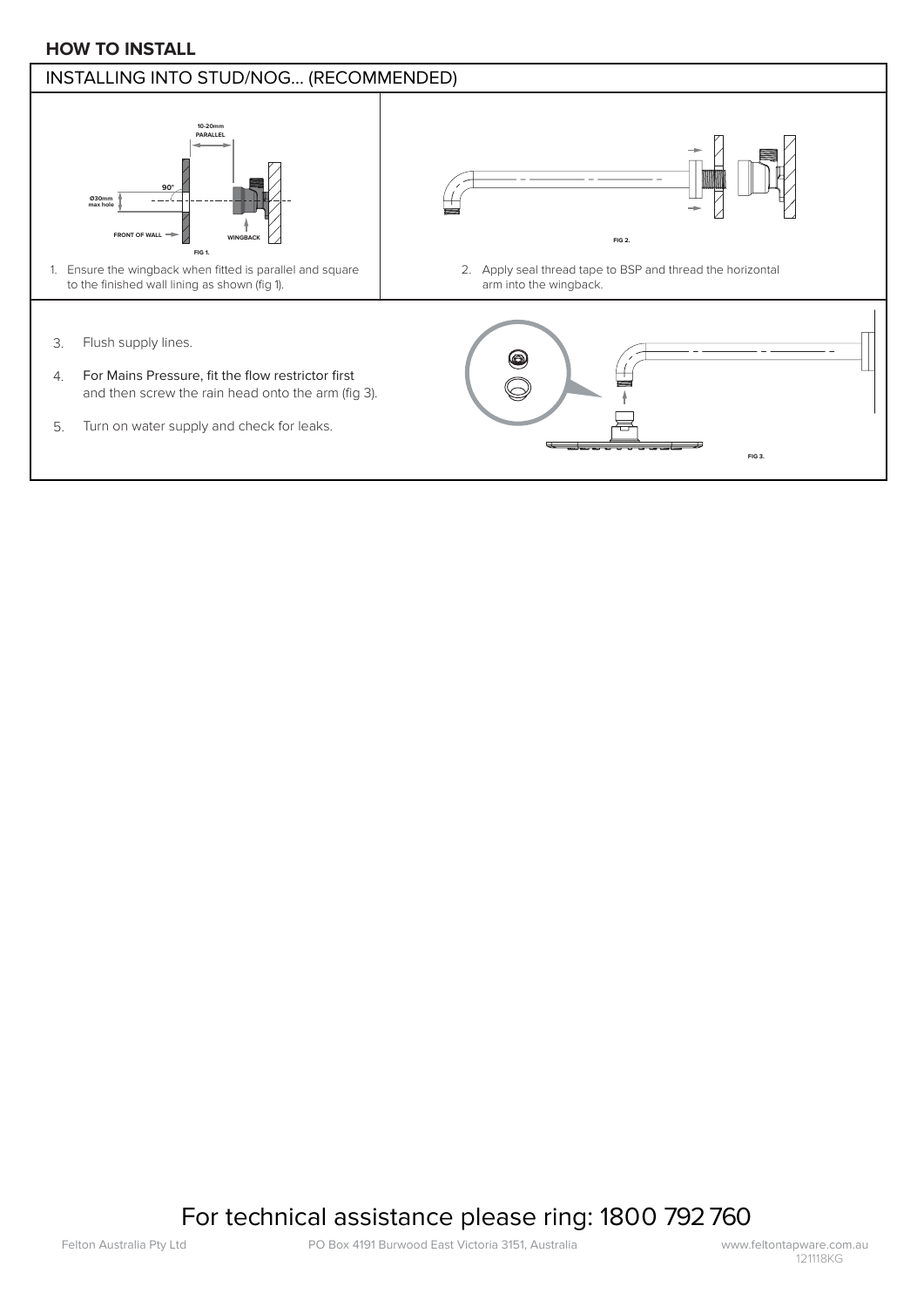## HOW TO INSTALL

### INSTALLING INTO STUD/NOG... (RECOMMENDED)

10-20mm
PARALLEL

90°

Ø30mm
max hole

FRONT OF WALL

WINGBACK

FIG 1.

1. Ensure the wingback when fitted is parallel and square to the finished wall lining as shown (fig 1).

FIG 2.

2. Apply seal thread tape to BSP and thread the horizontal arm into the wingback.

3. Flush supply lines.
4. For Mains Pressure, fit the flow restrictor first and then screw the rain head onto the arm (fig 3).
5. Turn on water supply and check for leaks.

FIG 3.

For technical assistance please ring: 1800 792 760

Felton Australia Pty Ltd PO Box 4191 Burwood East Victoria 3151, Australia www.feltontapware.com.au

121118KG